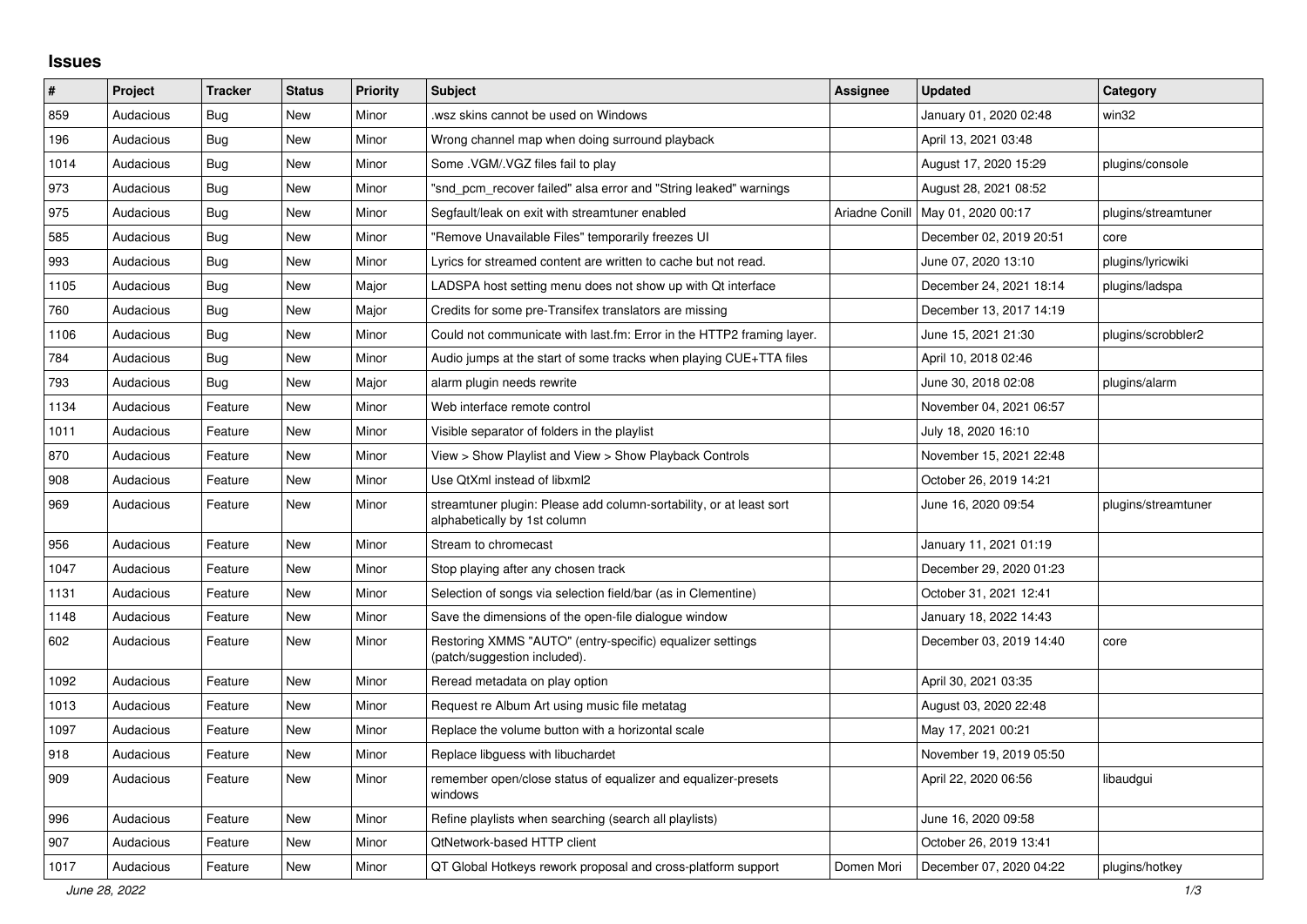## Issues

| # | Project | Tracker | Status | Priority | Subject | Assignee | Updated | Category |
|---|---|---|---|---|---|---|---|---|
| 859 | Audacious | Bug | New | Minor | .wsz skins cannot be used on Windows | | January 01, 2020 02:48 | win32 |
| 196 | Audacious | Bug | New | Minor | Wrong channel map when doing surround playback | | April 13, 2021 03:48 | |
| 1014 | Audacious | Bug | New | Minor | Some .VGM/.VGZ files fail to play | | August 17, 2020 15:29 | plugins/console |
| 973 | Audacious | Bug | New | Minor | "snd_pcm_recover failed" alsa error and "String leaked" warnings | | August 28, 2021 08:52 | |
| 975 | Audacious | Bug | New | Minor | Segfault/leak on exit with streamtuner enabled | Ariadne Conill | May 01, 2020 00:17 | plugins/streamtuner |
| 585 | Audacious | Bug | New | Minor | "Remove Unavailable Files" temporarily freezes UI | | December 02, 2019 20:51 | core |
| 993 | Audacious | Bug | New | Minor | Lyrics for streamed content are written to cache but not read. | | June 07, 2020 13:10 | plugins/lyricwiki |
| 1105 | Audacious | Bug | New | Major | LADSPA host setting menu does not show up with Qt interface | | December 24, 2021 18:14 | plugins/ladspa |
| 760 | Audacious | Bug | New | Major | Credits for some pre-Transifex translators are missing | | December 13, 2017 14:19 | |
| 1106 | Audacious | Bug | New | Minor | Could not communicate with last.fm: Error in the HTTP2 framing layer. | | June 15, 2021 21:30 | plugins/scrobbler2 |
| 784 | Audacious | Bug | New | Minor | Audio jumps at the start of some tracks when playing CUE+TTA files | | April 10, 2018 02:46 | |
| 793 | Audacious | Bug | New | Major | alarm plugin needs rewrite | | June 30, 2018 02:08 | plugins/alarm |
| 1134 | Audacious | Feature | New | Minor | Web interface remote control | | November 04, 2021 06:57 | |
| 1011 | Audacious | Feature | New | Minor | Visible separator of folders in the playlist | | July 18, 2020 16:10 | |
| 870 | Audacious | Feature | New | Minor | View > Show Playlist and View > Show Playback Controls | | November 15, 2021 22:48 | |
| 908 | Audacious | Feature | New | Minor | Use QtXml instead of libxml2 | | October 26, 2019 14:21 | |
| 969 | Audacious | Feature | New | Minor | streamtuner plugin: Please add column-sortability, or at least sort alphabetically by 1st column | | June 16, 2020 09:54 | plugins/streamtuner |
| 956 | Audacious | Feature | New | Minor | Stream to chromecast | | January 11, 2021 01:19 | |
| 1047 | Audacious | Feature | New | Minor | Stop playing after any chosen track | | December 29, 2020 01:23 | |
| 1131 | Audacious | Feature | New | Minor | Selection of songs via selection field/bar (as in Clementine) | | October 31, 2021 12:41 | |
| 1148 | Audacious | Feature | New | Minor | Save the dimensions of the open-file dialogue window | | January 18, 2022 14:43 | |
| 602 | Audacious | Feature | New | Minor | Restoring XMMS "AUTO" (entry-specific) equalizer settings (patch/suggestion included). | | December 03, 2019 14:40 | core |
| 1092 | Audacious | Feature | New | Minor | Reread metadata on play option | | April 30, 2021 03:35 | |
| 1013 | Audacious | Feature | New | Minor | Request re Album Art using music file metatag | | August 03, 2020 22:48 | |
| 1097 | Audacious | Feature | New | Minor | Replace the volume button with a horizontal scale | | May 17, 2021 00:21 | |
| 918 | Audacious | Feature | New | Minor | Replace libguess with libuchardet | | November 19, 2019 05:50 | |
| 909 | Audacious | Feature | New | Minor | remember open/close status of equalizer and equalizer-presets windows | | April 22, 2020 06:56 | libaudgui |
| 996 | Audacious | Feature | New | Minor | Refine playlists when searching (search all playlists) | | June 16, 2020 09:58 | |
| 907 | Audacious | Feature | New | Minor | QtNetwork-based HTTP client | | October 26, 2019 13:41 | |
| 1017 | Audacious | Feature | New | Minor | QT Global Hotkeys rework proposal and cross-platform support | Domen Mori | December 07, 2020 04:22 | plugins/hotkey |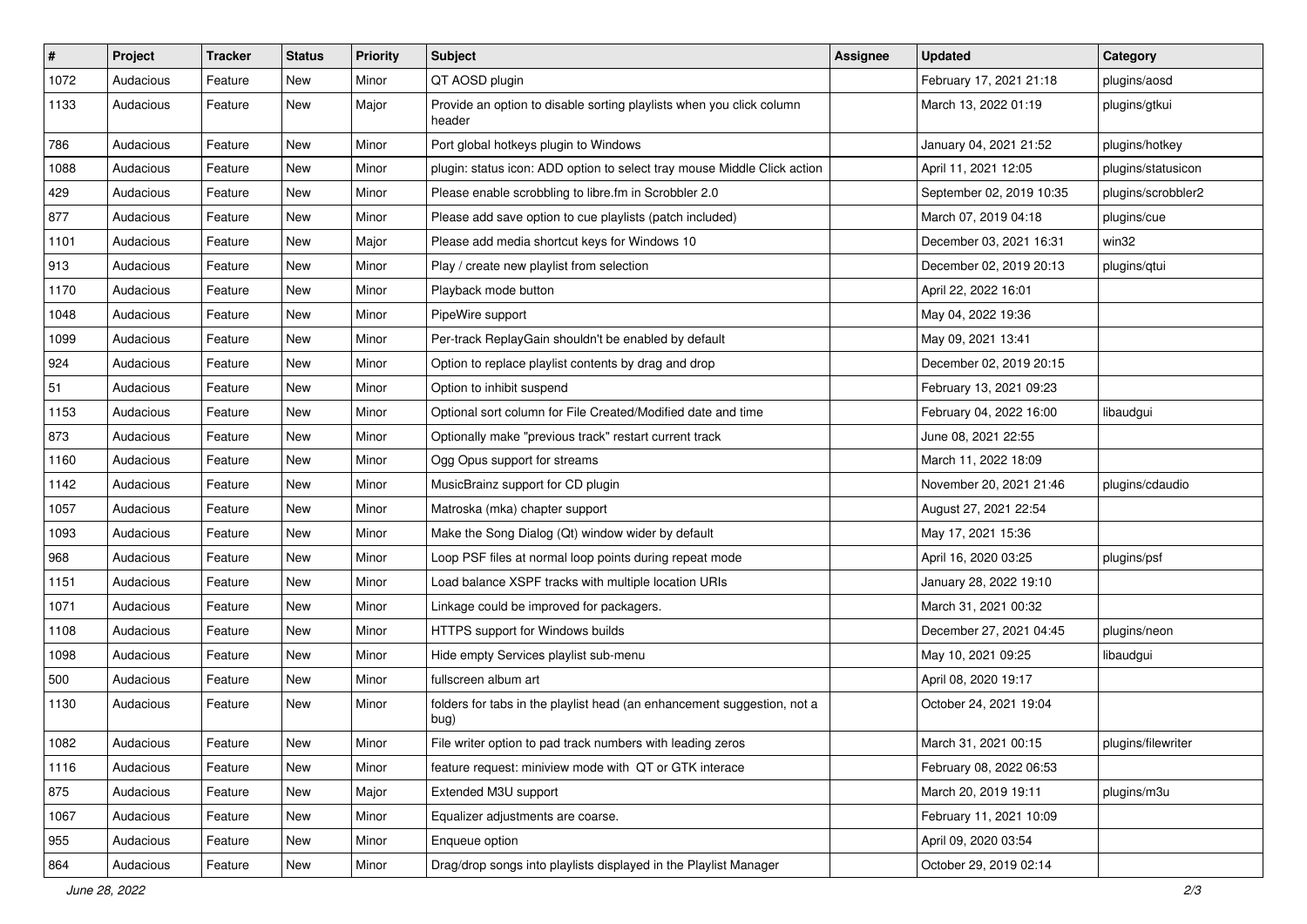| # | Project | Tracker | Status | Priority | Subject | Assignee | Updated | Category |
|---|---|---|---|---|---|---|---|---|
| 1072 | Audacious | Feature | New | Minor | QT AOSD plugin | | February 17, 2021 21:18 | plugins/aosd |
| 1133 | Audacious | Feature | New | Major | Provide an option to disable sorting playlists when you click column header | | March 13, 2022 01:19 | plugins/gtkui |
| 786 | Audacious | Feature | New | Minor | Port global hotkeys plugin to Windows | | January 04, 2021 21:52 | plugins/hotkey |
| 1088 | Audacious | Feature | New | Minor | plugin: status icon: ADD option to select tray mouse Middle Click action | | April 11, 2021 12:05 | plugins/statusicon |
| 429 | Audacious | Feature | New | Minor | Please enable scrobbling to libre.fm in Scrobbler 2.0 | | September 02, 2019 10:35 | plugins/scrobbler2 |
| 877 | Audacious | Feature | New | Minor | Please add save option to cue playlists (patch included) | | March 07, 2019 04:18 | plugins/cue |
| 1101 | Audacious | Feature | New | Major | Please add media shortcut keys for Windows 10 | | December 03, 2021 16:31 | win32 |
| 913 | Audacious | Feature | New | Minor | Play / create new playlist from selection | | December 02, 2019 20:13 | plugins/qtui |
| 1170 | Audacious | Feature | New | Minor | Playback mode button | | April 22, 2022 16:01 | |
| 1048 | Audacious | Feature | New | Minor | PipeWire support | | May 04, 2022 19:36 | |
| 1099 | Audacious | Feature | New | Minor | Per-track ReplayGain shouldn't be enabled by default | | May 09, 2021 13:41 | |
| 924 | Audacious | Feature | New | Minor | Option to replace playlist contents by drag and drop | | December 02, 2019 20:15 | |
| 51 | Audacious | Feature | New | Minor | Option to inhibit suspend | | February 13, 2021 09:23 | |
| 1153 | Audacious | Feature | New | Minor | Optional sort column for File Created/Modified date and time | | February 04, 2022 16:00 | libaudgui |
| 873 | Audacious | Feature | New | Minor | Optionally make "previous track" restart current track | | June 08, 2021 22:55 | |
| 1160 | Audacious | Feature | New | Minor | Ogg Opus support for streams | | March 11, 2022 18:09 | |
| 1142 | Audacious | Feature | New | Minor | MusicBrainz support for CD plugin | | November 20, 2021 21:46 | plugins/cdaudio |
| 1057 | Audacious | Feature | New | Minor | Matroska (mka) chapter support | | August 27, 2021 22:54 | |
| 1093 | Audacious | Feature | New | Minor | Make the Song Dialog (Qt) window wider by default | | May 17, 2021 15:36 | |
| 968 | Audacious | Feature | New | Minor | Loop PSF files at normal loop points during repeat mode | | April 16, 2020 03:25 | plugins/psf |
| 1151 | Audacious | Feature | New | Minor | Load balance XSPF tracks with multiple location URIs | | January 28, 2022 19:10 | |
| 1071 | Audacious | Feature | New | Minor | Linkage could be improved for packagers. | | March 31, 2021 00:32 | |
| 1108 | Audacious | Feature | New | Minor | HTTPS support for Windows builds | | December 27, 2021 04:45 | plugins/neon |
| 1098 | Audacious | Feature | New | Minor | Hide empty Services playlist sub-menu | | May 10, 2021 09:25 | libaudgui |
| 500 | Audacious | Feature | New | Minor | fullscreen album art | | April 08, 2020 19:17 | |
| 1130 | Audacious | Feature | New | Minor | folders for tabs in the playlist head (an enhancement suggestion, not a bug) | | October 24, 2021 19:04 | |
| 1082 | Audacious | Feature | New | Minor | File writer option to pad track numbers with leading zeros | | March 31, 2021 00:15 | plugins/filewriter |
| 1116 | Audacious | Feature | New | Minor | feature request: miniview mode with QT or GTK interace | | February 08, 2022 06:53 | |
| 875 | Audacious | Feature | New | Major | Extended M3U support | | March 20, 2019 19:11 | plugins/m3u |
| 1067 | Audacious | Feature | New | Minor | Equalizer adjustments are coarse. | | February 11, 2021 10:09 | |
| 955 | Audacious | Feature | New | Minor | Enqueue option | | April 09, 2020 03:54 | |
| 864 | Audacious | Feature | New | Minor | Drag/drop songs into playlists displayed in the Playlist Manager | | October 29, 2019 02:14 | |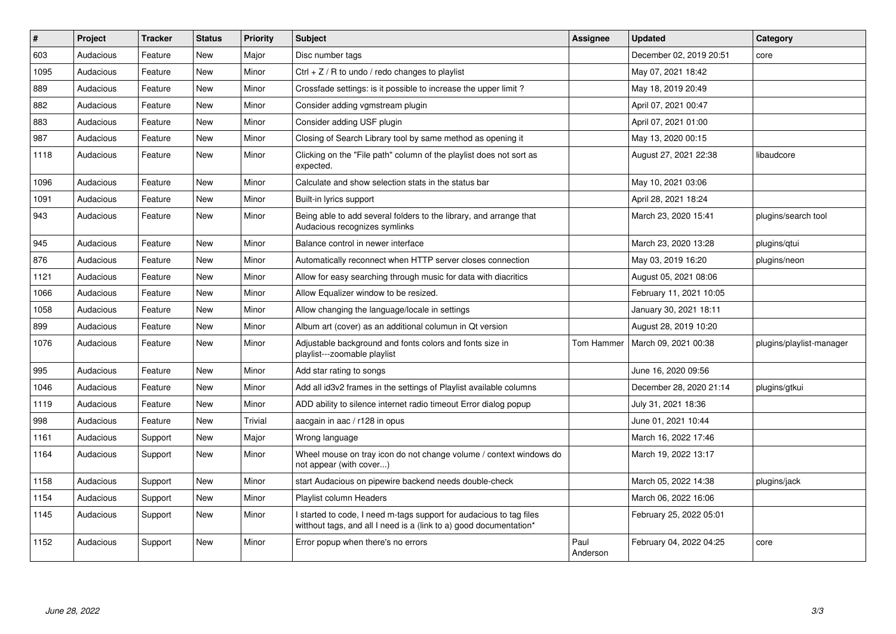| # | Project | Tracker | Status | Priority | Subject | Assignee | Updated | Category |
|---|---|---|---|---|---|---|---|---|
| 603 | Audacious | Feature | New | Major | Disc number tags | | December 02, 2019 20:51 | core |
| 1095 | Audacious | Feature | New | Minor | Ctrl + Z / R to undo / redo changes to playlist | | May 07, 2021 18:42 | |
| 889 | Audacious | Feature | New | Minor | Crossfade settings: is it possible to increase the upper limit ? | | May 18, 2019 20:49 | |
| 882 | Audacious | Feature | New | Minor | Consider adding vgmstream plugin | | April 07, 2021 00:47 | |
| 883 | Audacious | Feature | New | Minor | Consider adding USF plugin | | April 07, 2021 01:00 | |
| 987 | Audacious | Feature | New | Minor | Closing of Search Library tool by same method as opening it | | May 13, 2020 00:15 | |
| 1118 | Audacious | Feature | New | Minor | Clicking on the "File path" column of the playlist does not sort as expected. | | August 27, 2021 22:38 | libaudcore |
| 1096 | Audacious | Feature | New | Minor | Calculate and show selection stats in the status bar | | May 10, 2021 03:06 | |
| 1091 | Audacious | Feature | New | Minor | Built-in lyrics support | | April 28, 2021 18:24 | |
| 943 | Audacious | Feature | New | Minor | Being able to add several folders to the library, and arrange that Audacious recognizes symlinks | | March 23, 2020 15:41 | plugins/search tool |
| 945 | Audacious | Feature | New | Minor | Balance control in newer interface | | March 23, 2020 13:28 | plugins/qtui |
| 876 | Audacious | Feature | New | Minor | Automatically reconnect when HTTP server closes connection | | May 03, 2019 16:20 | plugins/neon |
| 1121 | Audacious | Feature | New | Minor | Allow for easy searching through music for data with diacritics | | August 05, 2021 08:06 | |
| 1066 | Audacious | Feature | New | Minor | Allow Equalizer window to be resized. | | February 11, 2021 10:05 | |
| 1058 | Audacious | Feature | New | Minor | Allow changing the language/locale in settings | | January 30, 2021 18:11 | |
| 899 | Audacious | Feature | New | Minor | Album art (cover) as an additional columun in Qt version | | August 28, 2019 10:20 | |
| 1076 | Audacious | Feature | New | Minor | Adjustable background and fonts colors and fonts size in playlist---zoomable playlist | Tom Hammer | March 09, 2021 00:38 | plugins/playlist-manager |
| 995 | Audacious | Feature | New | Minor | Add star rating to songs | | June 16, 2020 09:56 | |
| 1046 | Audacious | Feature | New | Minor | Add all id3v2 frames in the settings of Playlist available columns | | December 28, 2020 21:14 | plugins/gtkui |
| 1119 | Audacious | Feature | New | Minor | ADD ability to silence internet radio timeout Error dialog popup | | July 31, 2021 18:36 | |
| 998 | Audacious | Feature | New | Trivial | aacgain in aac / r128 in opus | | June 01, 2021 10:44 | |
| 1161 | Audacious | Support | New | Major | Wrong language | | March 16, 2022 17:46 | |
| 1164 | Audacious | Support | New | Minor | Wheel mouse on tray icon do not change volume / context windows do not appear (with cover...) | | March 19, 2022 13:17 | |
| 1158 | Audacious | Support | New | Minor | start Audacious on pipewire backend needs double-check | | March 05, 2022 14:38 | plugins/jack |
| 1154 | Audacious | Support | New | Minor | Playlist column Headers | | March 06, 2022 16:06 | |
| 1145 | Audacious | Support | New | Minor | I started to code, I need m-tags support for audacious to tag files witthout tags, and all I need is a (link to a) good documentation* | | February 25, 2022 05:01 | |
| 1152 | Audacious | Support | New | Minor | Error popup when there's no errors | Paul Anderson | February 04, 2022 04:25 | core |